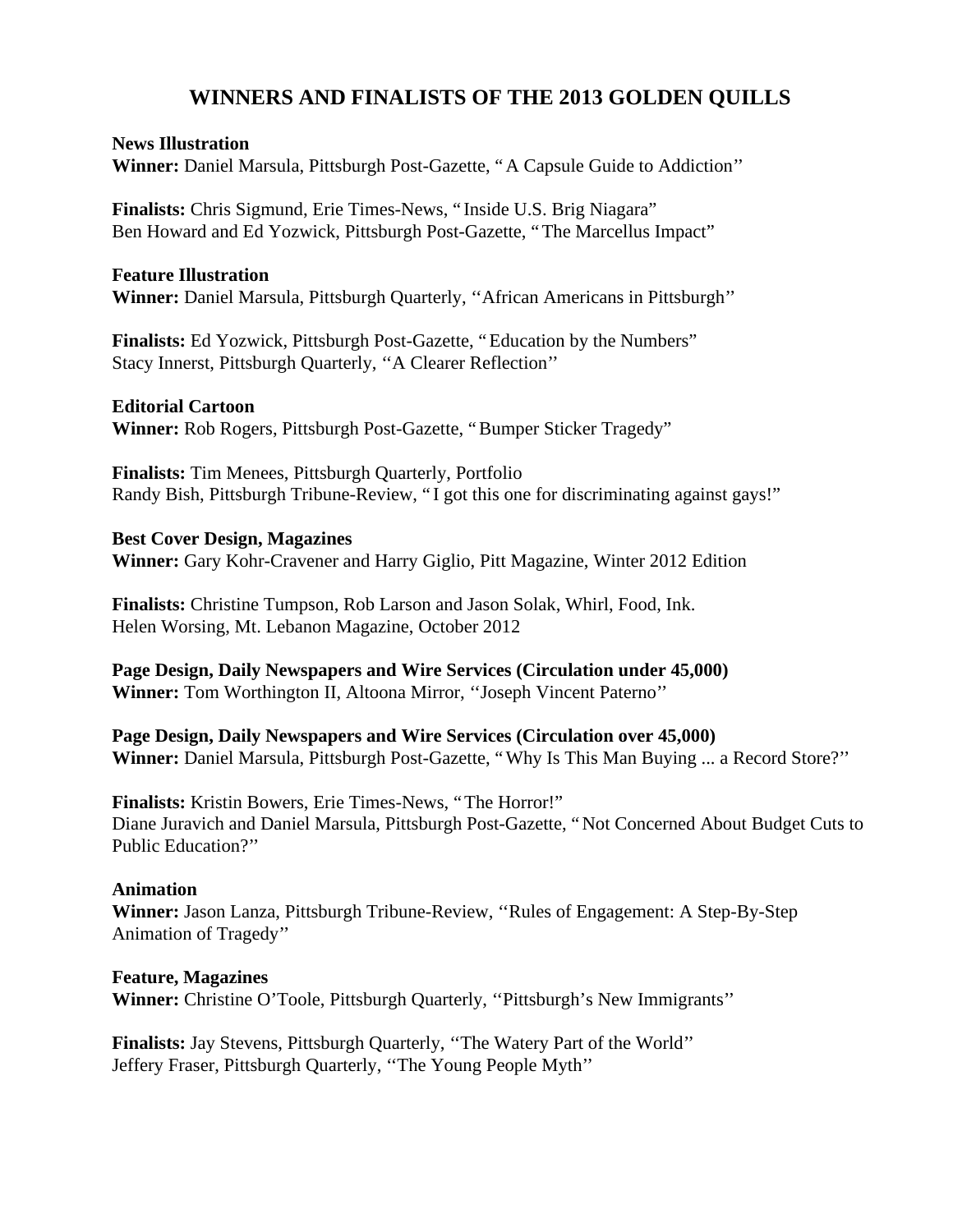# WINNERS AND FINALISTS OF THE 2013 GOLDEN QUILLS

**News Illustration**
**Winner:** Daniel Marsula, Pittsburgh Post-Gazette, "A Capsule Guide to Addiction''

**Finalists:** Chris Sigmund, Erie Times-News, "Inside U.S. Brig Niagara"
Ben Howard and Ed Yozwick, Pittsburgh Post-Gazette, "The Marcellus Impact"

**Feature Illustration**
**Winner:** Daniel Marsula, Pittsburgh Quarterly, ''African Americans in Pittsburgh''

**Finalists:** Ed Yozwick, Pittsburgh Post-Gazette, "Education by the Numbers"
Stacy Innerst, Pittsburgh Quarterly, ''A Clearer Reflection''

**Editorial Cartoon**
**Winner:** Rob Rogers, Pittsburgh Post-Gazette, "Bumper Sticker Tragedy"

**Finalists:** Tim Menees, Pittsburgh Quarterly, Portfolio
Randy Bish, Pittsburgh Tribune-Review, "I got this one for discriminating against gays!"

**Best Cover Design, Magazines**
**Winner:** Gary Kohr-Cravener and Harry Giglio, Pitt Magazine, Winter 2012 Edition

**Finalists:** Christine Tumpson, Rob Larson and Jason Solak, Whirl, Food, Ink.
Helen Worsing, Mt. Lebanon Magazine, October 2012

**Page Design, Daily Newspapers and Wire Services (Circulation under 45,000)**
**Winner:** Tom Worthington II, Altoona Mirror, ''Joseph Vincent Paterno''

**Page Design, Daily Newspapers and Wire Services (Circulation over 45,000)**
**Winner:** Daniel Marsula, Pittsburgh Post-Gazette, "Why Is This Man Buying ... a Record Store?''

**Finalists:** Kristin Bowers, Erie Times-News, "The Horror!"
Diane Juravich and Daniel Marsula, Pittsburgh Post-Gazette, "Not Concerned About Budget Cuts to Public Education?''

**Animation**
**Winner:** Jason Lanza, Pittsburgh Tribune-Review, ''Rules of Engagement: A Step-By-Step Animation of Tragedy''

**Feature, Magazines**
**Winner:** Christine O'Toole, Pittsburgh Quarterly, ''Pittsburgh's New Immigrants''

**Finalists:** Jay Stevens, Pittsburgh Quarterly, ''The Watery Part of the World''
Jeffery Fraser, Pittsburgh Quarterly, ''The Young People Myth''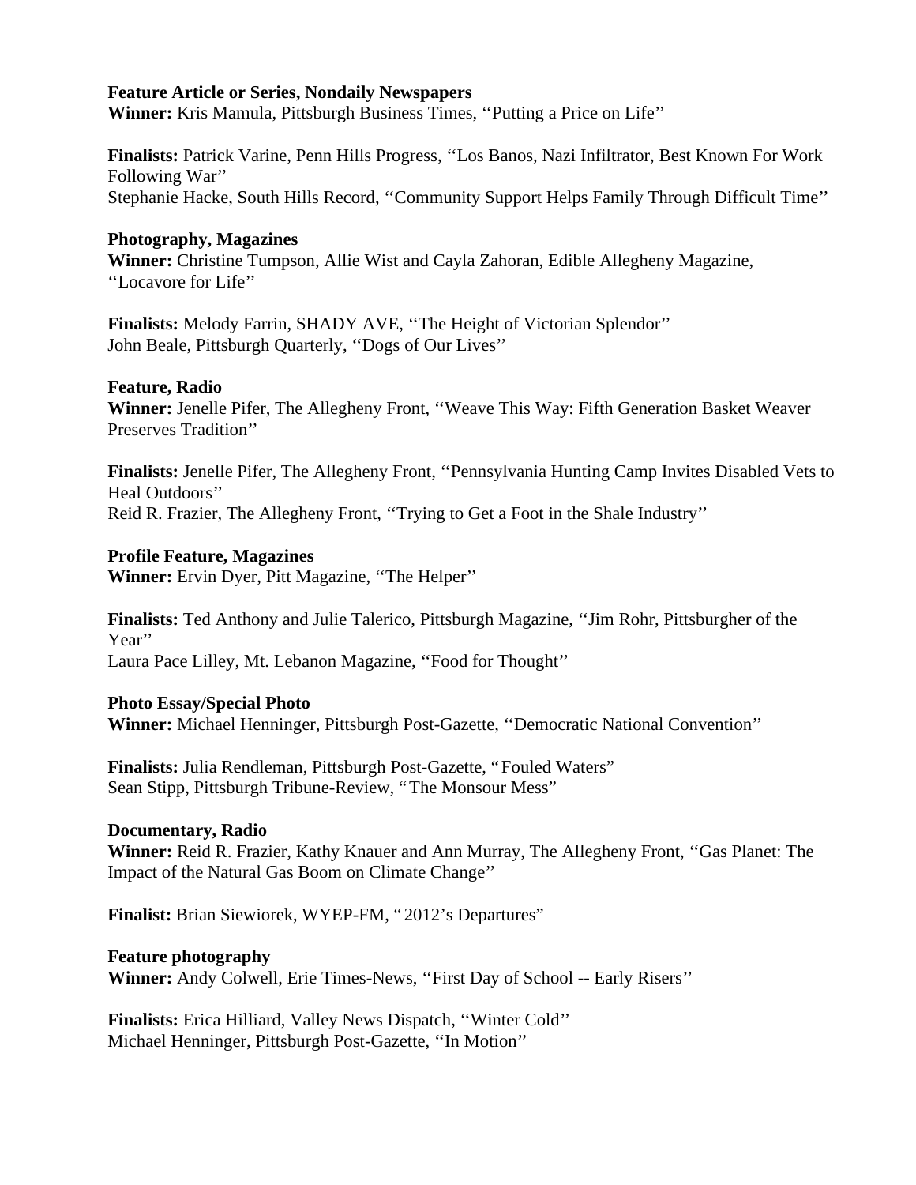**Feature Article or Series, Nondaily Newspapers**
**Winner:** Kris Mamula, Pittsburgh Business Times, ''Putting a Price on Life''

**Finalists:** Patrick Varine, Penn Hills Progress, ''Los Banos, Nazi Infiltrator, Best Known For Work Following War''
Stephanie Hacke, South Hills Record, ''Community Support Helps Family Through Difficult Time''

**Photography, Magazines**
**Winner:** Christine Tumpson, Allie Wist and Cayla Zahoran, Edible Allegheny Magazine, ''Locavore for Life''

**Finalists:** Melody Farrin, SHADY AVE, ''The Height of Victorian Splendor''
John Beale, Pittsburgh Quarterly, ''Dogs of Our Lives''

**Feature, Radio**
**Winner:** Jenelle Pifer, The Allegheny Front, ''Weave This Way: Fifth Generation Basket Weaver Preserves Tradition''

**Finalists:** Jenelle Pifer, The Allegheny Front, ''Pennsylvania Hunting Camp Invites Disabled Vets to Heal Outdoors''
Reid R. Frazier, The Allegheny Front, ''Trying to Get a Foot in the Shale Industry''

**Profile Feature, Magazines**
**Winner:** Ervin Dyer, Pitt Magazine, ''The Helper''

**Finalists:** Ted Anthony and Julie Talerico, Pittsburgh Magazine, ''Jim Rohr, Pittsburgher of the Year''
Laura Pace Lilley, Mt. Lebanon Magazine, ''Food for Thought''

**Photo Essay/Special Photo**
**Winner:** Michael Henninger, Pittsburgh Post-Gazette, ''Democratic National Convention''

**Finalists:** Julia Rendleman, Pittsburgh Post-Gazette, "Fouled Waters"
Sean Stipp, Pittsburgh Tribune-Review, "The Monsour Mess"

**Documentary, Radio**
**Winner:** Reid R. Frazier, Kathy Knauer and Ann Murray, The Allegheny Front, ''Gas Planet: The Impact of the Natural Gas Boom on Climate Change''

**Finalist:** Brian Siewiorek, WYEP-FM, "2012's Departures"

**Feature photography**
**Winner:** Andy Colwell, Erie Times-News, ''First Day of School -- Early Risers''

**Finalists:** Erica Hilliard, Valley News Dispatch, ''Winter Cold''
Michael Henninger, Pittsburgh Post-Gazette, ''In Motion''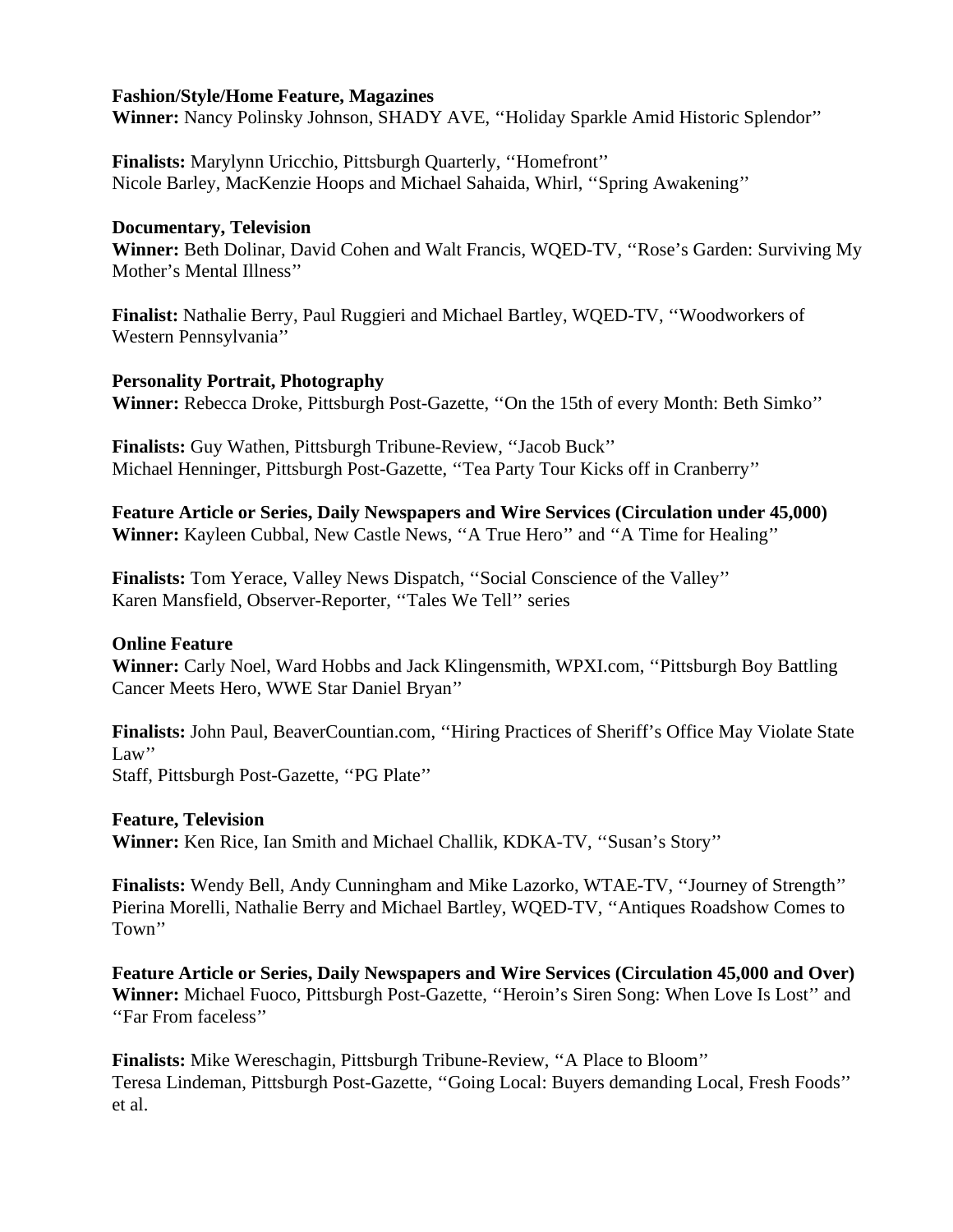**Fashion/Style/Home Feature, Magazines**
**Winner:** Nancy Polinsky Johnson, SHADY AVE, ''Holiday Sparkle Amid Historic Splendor''

**Finalists:** Marylynn Uricchio, Pittsburgh Quarterly, ''Homefront''
Nicole Barley, MacKenzie Hoops and Michael Sahaida, Whirl, ''Spring Awakening''

**Documentary, Television**
**Winner:** Beth Dolinar, David Cohen and Walt Francis, WQED-TV, ''Rose's Garden: Surviving My Mother's Mental Illness''

**Finalist:** Nathalie Berry, Paul Ruggieri and Michael Bartley, WQED-TV, ''Woodworkers of Western Pennsylvania''

**Personality Portrait, Photography**
**Winner:** Rebecca Droke, Pittsburgh Post-Gazette, ''On the 15th of every Month: Beth Simko''

**Finalists:** Guy Wathen, Pittsburgh Tribune-Review, ''Jacob Buck''
Michael Henninger, Pittsburgh Post-Gazette, ''Tea Party Tour Kicks off in Cranberry''

**Feature Article or Series, Daily Newspapers and Wire Services (Circulation under 45,000)**
**Winner:** Kayleen Cubbal, New Castle News, ''A True Hero'' and ''A Time for Healing''

**Finalists:** Tom Yerace, Valley News Dispatch, ''Social Conscience of the Valley''
Karen Mansfield, Observer-Reporter, ''Tales We Tell'' series

**Online Feature**
**Winner:** Carly Noel, Ward Hobbs and Jack Klingensmith, WPXI.com, ''Pittsburgh Boy Battling Cancer Meets Hero, WWE Star Daniel Bryan''

**Finalists:** John Paul, BeaverCountian.com, ''Hiring Practices of Sheriff's Office May Violate State Law''
Staff, Pittsburgh Post-Gazette, ''PG Plate''

**Feature, Television**
**Winner:** Ken Rice, Ian Smith and Michael Challik, KDKA-TV, ''Susan's Story''

**Finalists:** Wendy Bell, Andy Cunningham and Mike Lazorko, WTAE-TV, ''Journey of Strength''
Pierina Morelli, Nathalie Berry and Michael Bartley, WQED-TV, ''Antiques Roadshow Comes to Town''

**Feature Article or Series, Daily Newspapers and Wire Services (Circulation 45,000 and Over)**
**Winner:** Michael Fuoco, Pittsburgh Post-Gazette, ''Heroin's Siren Song: When Love Is Lost'' and ''Far From faceless''

**Finalists:** Mike Wereschagin, Pittsburgh Tribune-Review, ''A Place to Bloom''
Teresa Lindeman, Pittsburgh Post-Gazette, ''Going Local: Buyers demanding Local, Fresh Foods'' et al.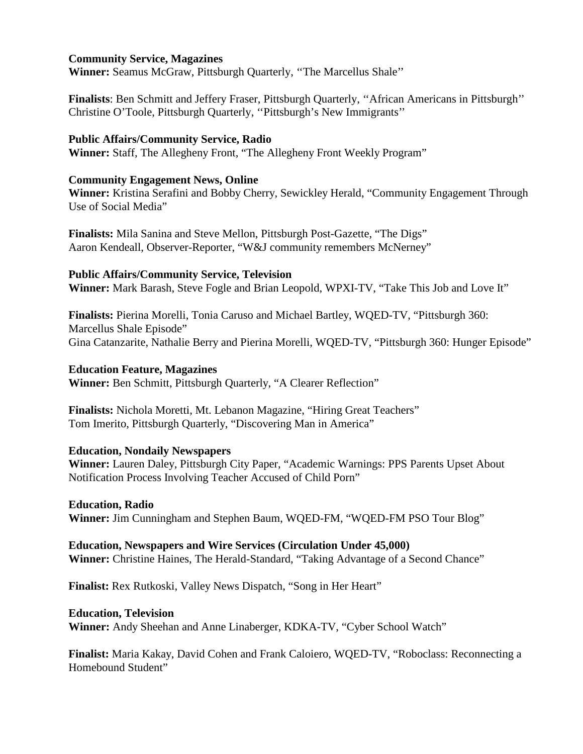**Community Service, Magazines**
**Winner:** Seamus McGraw, Pittsburgh Quarterly, ''The Marcellus Shale''

**Finalists**: Ben Schmitt and Jeffery Fraser, Pittsburgh Quarterly, ''African Americans in Pittsburgh''
Christine O'Toole, Pittsburgh Quarterly, ''Pittsburgh's New Immigrants''

**Public Affairs/Community Service, Radio**
**Winner:** Staff, The Allegheny Front, "The Allegheny Front Weekly Program"

**Community Engagement News, Online**
**Winner:** Kristina Serafini and Bobby Cherry, Sewickley Herald, "Community Engagement Through Use of Social Media"

**Finalists:** Mila Sanina and Steve Mellon, Pittsburgh Post-Gazette, "The Digs"
Aaron Kendeall, Observer-Reporter, "W&J community remembers McNerney"

**Public Affairs/Community Service, Television**
**Winner:** Mark Barash, Steve Fogle and Brian Leopold, WPXI-TV, "Take This Job and Love It"

**Finalists:** Pierina Morelli, Tonia Caruso and Michael Bartley, WQED-TV, "Pittsburgh 360: Marcellus Shale Episode"
Gina Catanzarite, Nathalie Berry and Pierina Morelli, WQED-TV, "Pittsburgh 360: Hunger Episode"

**Education Feature, Magazines**
**Winner:** Ben Schmitt, Pittsburgh Quarterly, "A Clearer Reflection"

**Finalists:** Nichola Moretti, Mt. Lebanon Magazine, "Hiring Great Teachers"
Tom Imerito, Pittsburgh Quarterly, "Discovering Man in America"

**Education, Nondaily Newspapers**
**Winner:** Lauren Daley, Pittsburgh City Paper, "Academic Warnings: PPS Parents Upset About Notification Process Involving Teacher Accused of Child Porn"

**Education, Radio**
**Winner:** Jim Cunningham and Stephen Baum, WQED-FM, "WQED-FM PSO Tour Blog"

**Education, Newspapers and Wire Services (Circulation Under 45,000)**
**Winner:** Christine Haines, The Herald-Standard, "Taking Advantage of a Second Chance"

**Finalist:** Rex Rutkoski, Valley News Dispatch, "Song in Her Heart"

**Education, Television**
**Winner:** Andy Sheehan and Anne Linaberger, KDKA-TV, "Cyber School Watch"

**Finalist:** Maria Kakay, David Cohen and Frank Caloiero, WQED-TV, "Roboclass: Reconnecting a Homebound Student"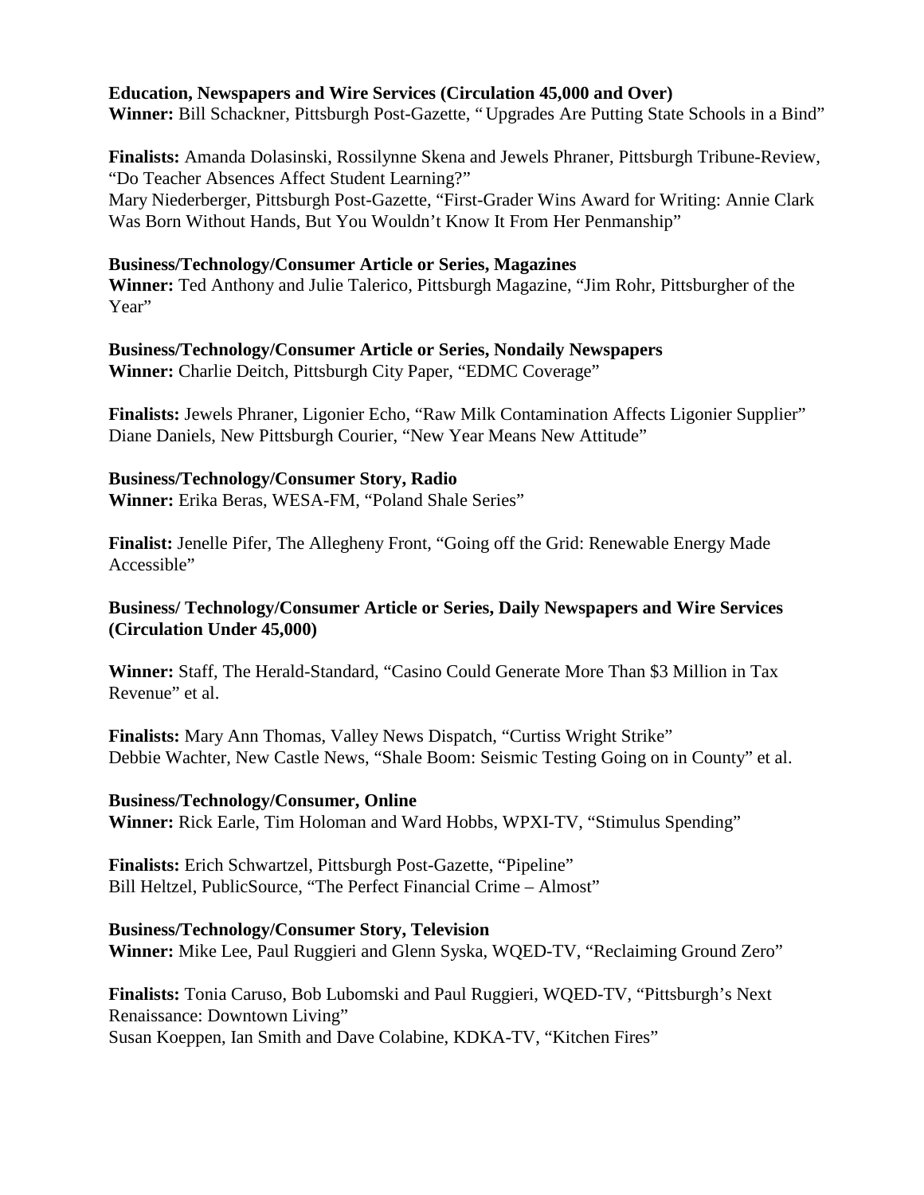**Education, Newspapers and Wire Services (Circulation 45,000 and Over)**
**Winner:** Bill Schackner, Pittsburgh Post-Gazette, "Upgrades Are Putting State Schools in a Bind"

**Finalists:** Amanda Dolasinski, Rossilynne Skena and Jewels Phraner, Pittsburgh Tribune-Review, "Do Teacher Absences Affect Student Learning?"
Mary Niederberger, Pittsburgh Post-Gazette, "First-Grader Wins Award for Writing: Annie Clark Was Born Without Hands, But You Wouldn't Know It From Her Penmanship"

**Business/Technology/Consumer Article or Series, Magazines**
**Winner:** Ted Anthony and Julie Talerico, Pittsburgh Magazine, "Jim Rohr, Pittsburgher of the Year"

**Business/Technology/Consumer Article or Series, Nondaily Newspapers**
**Winner:** Charlie Deitch, Pittsburgh City Paper, "EDMC Coverage"

**Finalists:** Jewels Phraner, Ligonier Echo, "Raw Milk Contamination Affects Ligonier Supplier"
Diane Daniels, New Pittsburgh Courier, "New Year Means New Attitude"

**Business/Technology/Consumer Story, Radio**
**Winner:** Erika Beras, WESA-FM, "Poland Shale Series"

**Finalist:** Jenelle Pifer, The Allegheny Front, "Going off the Grid: Renewable Energy Made Accessible"

**Business/ Technology/Consumer Article or Series, Daily Newspapers and Wire Services (Circulation Under 45,000)**

**Winner:** Staff, The Herald-Standard, "Casino Could Generate More Than $3 Million in Tax Revenue" et al.

**Finalists:** Mary Ann Thomas, Valley News Dispatch, "Curtiss Wright Strike"
Debbie Wachter, New Castle News, "Shale Boom: Seismic Testing Going on in County" et al.

**Business/Technology/Consumer, Online**
**Winner:** Rick Earle, Tim Holoman and Ward Hobbs, WPXI-TV, "Stimulus Spending"

**Finalists:** Erich Schwartzel, Pittsburgh Post-Gazette, "Pipeline"
Bill Heltzel, PublicSource, "The Perfect Financial Crime – Almost"

**Business/Technology/Consumer Story, Television**
**Winner:** Mike Lee, Paul Ruggieri and Glenn Syska, WQED-TV, "Reclaiming Ground Zero"

**Finalists:** Tonia Caruso, Bob Lubomski and Paul Ruggieri, WQED-TV, "Pittsburgh's Next Renaissance: Downtown Living"
Susan Koeppen, Ian Smith and Dave Colabine, KDKA-TV, "Kitchen Fires"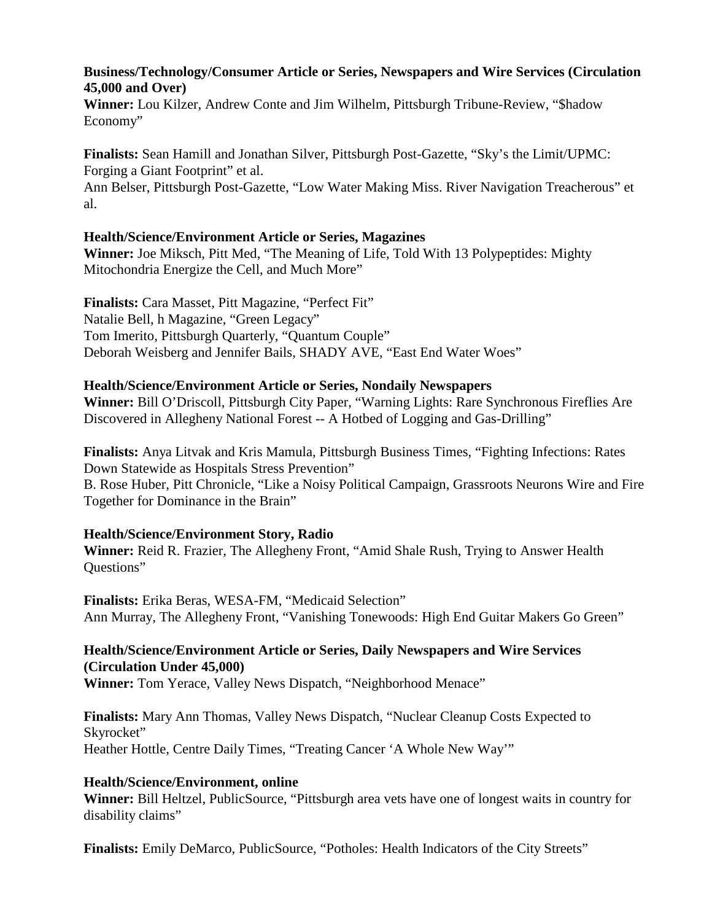**Business/Technology/Consumer Article or Series, Newspapers and Wire Services (Circulation 45,000 and Over)**
**Winner:** Lou Kilzer, Andrew Conte and Jim Wilhelm, Pittsburgh Tribune-Review, "$hadow Economy"

**Finalists:** Sean Hamill and Jonathan Silver, Pittsburgh Post-Gazette, "Sky's the Limit/UPMC: Forging a Giant Footprint" et al.
Ann Belser, Pittsburgh Post-Gazette, "Low Water Making Miss. River Navigation Treacherous" et al.

**Health/Science/Environment Article or Series, Magazines**
**Winner:** Joe Miksch, Pitt Med, "The Meaning of Life, Told With 13 Polypeptides: Mighty Mitochondria Energize the Cell, and Much More"

**Finalists:** Cara Masset, Pitt Magazine, "Perfect Fit"
Natalie Bell, h Magazine, "Green Legacy"
Tom Imerito, Pittsburgh Quarterly, "Quantum Couple"
Deborah Weisberg and Jennifer Bails, SHADY AVE, "East End Water Woes"

**Health/Science/Environment Article or Series, Nondaily Newspapers**
**Winner:** Bill O'Driscoll, Pittsburgh City Paper, "Warning Lights: Rare Synchronous Fireflies Are Discovered in Allegheny National Forest -- A Hotbed of Logging and Gas-Drilling"

**Finalists:** Anya Litvak and Kris Mamula, Pittsburgh Business Times, "Fighting Infections: Rates Down Statewide as Hospitals Stress Prevention"
B. Rose Huber, Pitt Chronicle, "Like a Noisy Political Campaign, Grassroots Neurons Wire and Fire Together for Dominance in the Brain"

**Health/Science/Environment Story, Radio**
**Winner:** Reid R. Frazier, The Allegheny Front, "Amid Shale Rush, Trying to Answer Health Questions"

**Finalists:** Erika Beras, WESA-FM, "Medicaid Selection"
Ann Murray, The Allegheny Front, "Vanishing Tonewoods: High End Guitar Makers Go Green"

**Health/Science/Environment Article or Series, Daily Newspapers and Wire Services (Circulation Under 45,000)**
**Winner:** Tom Yerace, Valley News Dispatch, "Neighborhood Menace"

**Finalists:** Mary Ann Thomas, Valley News Dispatch, "Nuclear Cleanup Costs Expected to Skyrocket"
Heather Hottle, Centre Daily Times, "Treating Cancer 'A Whole New Way'"

**Health/Science/Environment, online**
**Winner:** Bill Heltzel, PublicSource, "Pittsburgh area vets have one of longest waits in country for disability claims"

**Finalists:** Emily DeMarco, PublicSource, "Potholes: Health Indicators of the City Streets"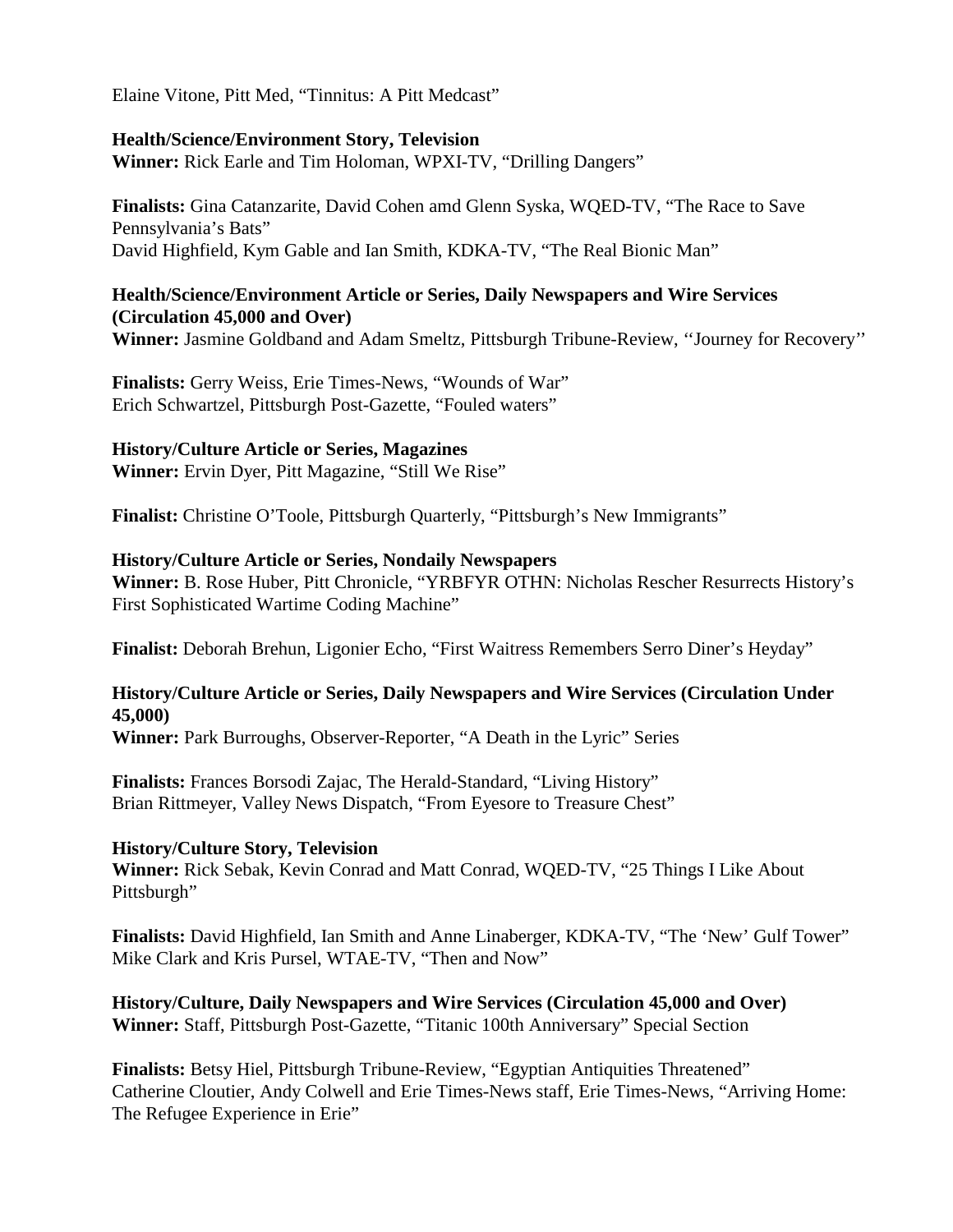Elaine Vitone, Pitt Med, “Tinnitus: A Pitt Medcast”

**Health/Science/Environment Story, Television**
**Winner:** Rick Earle and Tim Holoman, WPXI-TV, “Drilling Dangers”

**Finalists:** Gina Catanzarite, David Cohen amd Glenn Syska, WQED-TV, “The Race to Save Pennsylvania’s Bats”
David Highfield, Kym Gable and Ian Smith, KDKA-TV, “The Real Bionic Man”

**Health/Science/Environment Article or Series, Daily Newspapers and Wire Services (Circulation 45,000 and Over)**
**Winner:** Jasmine Goldband and Adam Smeltz, Pittsburgh Tribune-Review, ‘‘Journey for Recovery’’

**Finalists:** Gerry Weiss, Erie Times-News, “Wounds of War”
Erich Schwartzel, Pittsburgh Post-Gazette, “Fouled waters”

**History/Culture Article or Series, Magazines**
**Winner:** Ervin Dyer, Pitt Magazine, “Still We Rise”

**Finalist:** Christine O’Toole, Pittsburgh Quarterly, “Pittsburgh’s New Immigrants”

**History/Culture Article or Series, Nondaily Newspapers**
**Winner:** B. Rose Huber, Pitt Chronicle, “YRBFYR OTHN: Nicholas Rescher Resurrects History’s First Sophisticated Wartime Coding Machine”

**Finalist:** Deborah Brehun, Ligonier Echo, “First Waitress Remembers Serro Diner’s Heyday”

**History/Culture Article or Series, Daily Newspapers and Wire Services (Circulation Under 45,000)**
**Winner:** Park Burroughs, Observer-Reporter, “A Death in the Lyric” Series

**Finalists:** Frances Borsodi Zajac, The Herald-Standard, “Living History”
Brian Rittmeyer, Valley News Dispatch, “From Eyesore to Treasure Chest”

**History/Culture Story, Television**
**Winner:** Rick Sebak, Kevin Conrad and Matt Conrad, WQED-TV, “25 Things I Like About Pittsburgh”

**Finalists:** David Highfield, Ian Smith and Anne Linaberger, KDKA-TV, “The ‘New’ Gulf Tower”
Mike Clark and Kris Pursel, WTAE-TV, “Then and Now”

**History/Culture, Daily Newspapers and Wire Services (Circulation 45,000 and Over)**
**Winner:** Staff, Pittsburgh Post-Gazette, “Titanic 100th Anniversary” Special Section

**Finalists:** Betsy Hiel, Pittsburgh Tribune-Review, “Egyptian Antiquities Threatened”
Catherine Cloutier, Andy Colwell and Erie Times-News staff, Erie Times-News, “Arriving Home: The Refugee Experience in Erie”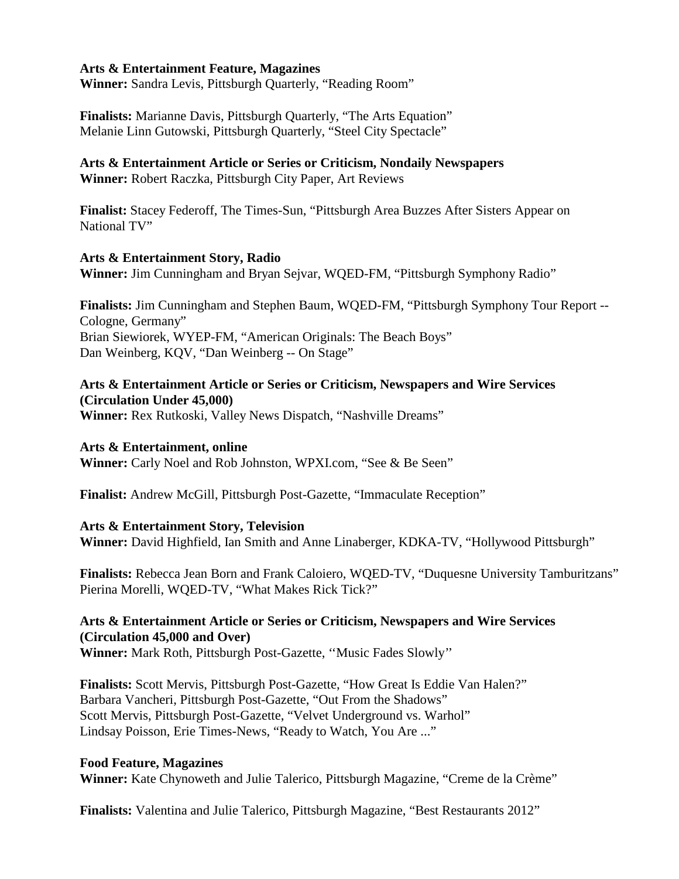**Arts & Entertainment Feature, Magazines**
**Winner:** Sandra Levis, Pittsburgh Quarterly, "Reading Room"

**Finalists:** Marianne Davis, Pittsburgh Quarterly, "The Arts Equation"
Melanie Linn Gutowski, Pittsburgh Quarterly, "Steel City Spectacle"

**Arts & Entertainment Article or Series or Criticism, Nondaily Newspapers**
**Winner:** Robert Raczka, Pittsburgh City Paper, Art Reviews

**Finalist:** Stacey Federoff, The Times-Sun, "Pittsburgh Area Buzzes After Sisters Appear on National TV"

**Arts & Entertainment Story, Radio**
**Winner:** Jim Cunningham and Bryan Sejvar, WQED-FM, "Pittsburgh Symphony Radio"

**Finalists:** Jim Cunningham and Stephen Baum, WQED-FM, "Pittsburgh Symphony Tour Report -- Cologne, Germany"
Brian Siewiorek, WYEP-FM, "American Originals: The Beach Boys"
Dan Weinberg, KQV, "Dan Weinberg -- On Stage"

**Arts & Entertainment Article or Series or Criticism, Newspapers and Wire Services (Circulation Under 45,000)**
**Winner:** Rex Rutkoski, Valley News Dispatch, "Nashville Dreams"

**Arts & Entertainment, online**
**Winner:** Carly Noel and Rob Johnston, WPXI.com, "See & Be Seen"

**Finalist:** Andrew McGill, Pittsburgh Post-Gazette, "Immaculate Reception"

**Arts & Entertainment Story, Television**
**Winner:** David Highfield, Ian Smith and Anne Linaberger, KDKA-TV, "Hollywood Pittsburgh"

**Finalists:** Rebecca Jean Born and Frank Caloiero, WQED-TV, "Duquesne University Tamburitzans"
Pierina Morelli, WQED-TV, "What Makes Rick Tick?"

**Arts & Entertainment Article or Series or Criticism, Newspapers and Wire Services (Circulation 45,000 and Over)**
**Winner:** Mark Roth, Pittsburgh Post-Gazette, ''Music Fades Slowly''

**Finalists:** Scott Mervis, Pittsburgh Post-Gazette, "How Great Is Eddie Van Halen?"
Barbara Vancheri, Pittsburgh Post-Gazette, "Out From the Shadows"
Scott Mervis, Pittsburgh Post-Gazette, "Velvet Underground vs. Warhol"
Lindsay Poisson, Erie Times-News, "Ready to Watch, You Are ..."

**Food Feature, Magazines**
**Winner:** Kate Chynoweth and Julie Talerico, Pittsburgh Magazine, "Creme de la Crème"

**Finalists:** Valentina and Julie Talerico, Pittsburgh Magazine, "Best Restaurants 2012"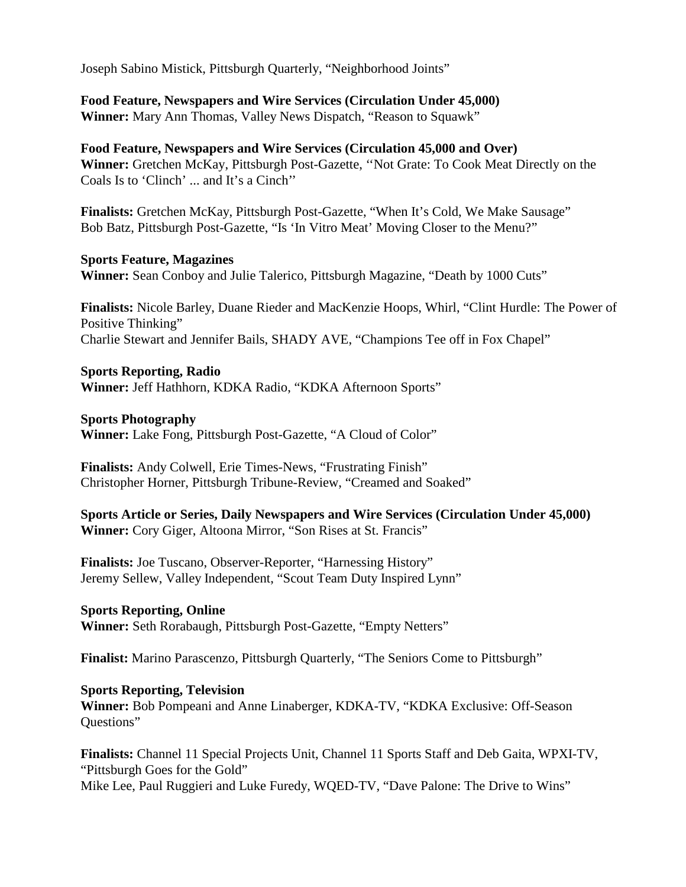Joseph Sabino Mistick, Pittsburgh Quarterly, “Neighborhood Joints”

**Food Feature, Newspapers and Wire Services (Circulation Under 45,000)**
**Winner:** Mary Ann Thomas, Valley News Dispatch, “Reason to Squawk”

**Food Feature, Newspapers and Wire Services (Circulation 45,000 and Over)**
**Winner:** Gretchen McKay, Pittsburgh Post-Gazette, ‘‘Not Grate: To Cook Meat Directly on the Coals Is to ‘Clinch’ ... and It’s a Cinch’’

**Finalists:** Gretchen McKay, Pittsburgh Post-Gazette, “When It’s Cold, We Make Sausage”
Bob Batz, Pittsburgh Post-Gazette, “Is ‘In Vitro Meat’ Moving Closer to the Menu?”

**Sports Feature, Magazines**
**Winner:** Sean Conboy and Julie Talerico, Pittsburgh Magazine, “Death by 1000 Cuts”

**Finalists:** Nicole Barley, Duane Rieder and MacKenzie Hoops, Whirl, “Clint Hurdle: The Power of Positive Thinking”
Charlie Stewart and Jennifer Bails, SHADY AVE, “Champions Tee off in Fox Chapel”

**Sports Reporting, Radio**
**Winner:** Jeff Hathhorn, KDKA Radio, “KDKA Afternoon Sports”

**Sports Photography**
**Winner:** Lake Fong, Pittsburgh Post-Gazette, “A Cloud of Color”

**Finalists:** Andy Colwell, Erie Times-News, “Frustrating Finish”
Christopher Horner, Pittsburgh Tribune-Review, “Creamed and Soaked”

**Sports Article or Series, Daily Newspapers and Wire Services (Circulation Under 45,000)**
**Winner:** Cory Giger, Altoona Mirror, “Son Rises at St. Francis”

**Finalists:** Joe Tuscano, Observer-Reporter, “Harnessing History”
Jeremy Sellew, Valley Independent, “Scout Team Duty Inspired Lynn”

**Sports Reporting, Online**
**Winner:** Seth Rorabaugh, Pittsburgh Post-Gazette, “Empty Netters”

**Finalist:** Marino Parascenzo, Pittsburgh Quarterly, “The Seniors Come to Pittsburgh”

**Sports Reporting, Television**
**Winner:** Bob Pompeani and Anne Linaberger, KDKA-TV, “KDKA Exclusive: Off-Season Questions”

**Finalists:** Channel 11 Special Projects Unit, Channel 11 Sports Staff and Deb Gaita, WPXI-TV, “Pittsburgh Goes for the Gold”
Mike Lee, Paul Ruggieri and Luke Furedy, WQED-TV, “Dave Palone: The Drive to Wins”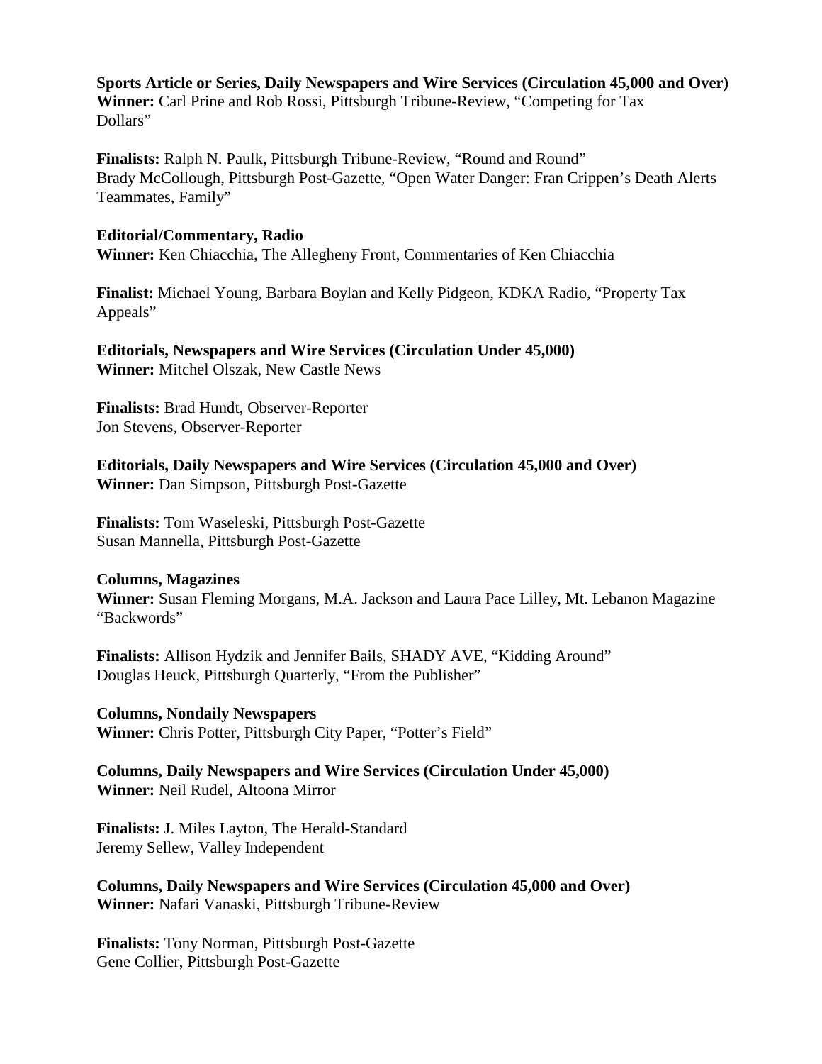**Sports Article or Series, Daily Newspapers and Wire Services (Circulation 45,000 and Over)**
**Winner:** Carl Prine and Rob Rossi, Pittsburgh Tribune-Review, “Competing for Tax Dollars”

**Finalists:** Ralph N. Paulk, Pittsburgh Tribune-Review, “Round and Round”
Brady McCollough, Pittsburgh Post-Gazette, “Open Water Danger: Fran Crippen’s Death Alerts Teammates, Family”

**Editorial/Commentary, Radio**
**Winner:** Ken Chiacchia, The Allegheny Front, Commentaries of Ken Chiacchia

**Finalist:** Michael Young, Barbara Boylan and Kelly Pidgeon, KDKA Radio, “Property Tax Appeals”

**Editorials, Newspapers and Wire Services (Circulation Under 45,000)**
**Winner:** Mitchel Olszak, New Castle News

**Finalists:** Brad Hundt, Observer-Reporter
Jon Stevens, Observer-Reporter

**Editorials, Daily Newspapers and Wire Services (Circulation 45,000 and Over)**
**Winner:** Dan Simpson, Pittsburgh Post-Gazette

**Finalists:** Tom Waseleski, Pittsburgh Post-Gazette
Susan Mannella, Pittsburgh Post-Gazette

**Columns, Magazines**
**Winner:** Susan Fleming Morgans, M.A. Jackson and Laura Pace Lilley, Mt. Lebanon Magazine “Backwords”

**Finalists:** Allison Hydzik and Jennifer Bails, SHADY AVE, “Kidding Around”
Douglas Heuck, Pittsburgh Quarterly, “From the Publisher”

**Columns, Nondaily Newspapers**
**Winner:** Chris Potter, Pittsburgh City Paper, “Potter’s Field”

**Columns, Daily Newspapers and Wire Services (Circulation Under 45,000)**
**Winner:** Neil Rudel, Altoona Mirror

**Finalists:** J. Miles Layton, The Herald-Standard
Jeremy Sellew, Valley Independent

**Columns, Daily Newspapers and Wire Services (Circulation 45,000 and Over)**
**Winner:** Nafari Vanaski, Pittsburgh Tribune-Review

**Finalists:** Tony Norman, Pittsburgh Post-Gazette
Gene Collier, Pittsburgh Post-Gazette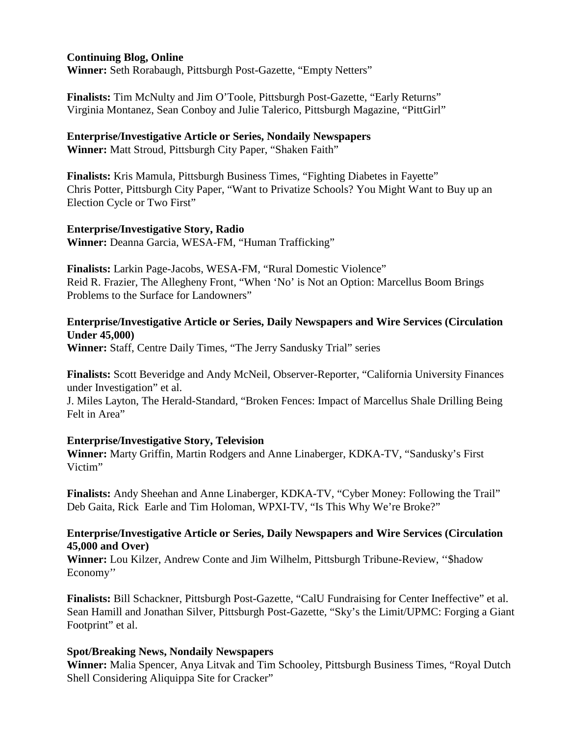**Continuing Blog, Online**
**Winner:** Seth Rorabaugh, Pittsburgh Post-Gazette, "Empty Netters"

**Finalists:** Tim McNulty and Jim O'Toole, Pittsburgh Post-Gazette, "Early Returns"
Virginia Montanez, Sean Conboy and Julie Talerico, Pittsburgh Magazine, "PittGirl"

**Enterprise/Investigative Article or Series, Nondaily Newspapers**
**Winner:** Matt Stroud, Pittsburgh City Paper, "Shaken Faith"

**Finalists:** Kris Mamula, Pittsburgh Business Times, "Fighting Diabetes in Fayette"
Chris Potter, Pittsburgh City Paper, "Want to Privatize Schools? You Might Want to Buy up an Election Cycle or Two First"

**Enterprise/Investigative Story, Radio**
**Winner:** Deanna Garcia, WESA-FM, "Human Trafficking"

**Finalists:** Larkin Page-Jacobs, WESA-FM, "Rural Domestic Violence"
Reid R. Frazier, The Allegheny Front, "When 'No' is Not an Option: Marcellus Boom Brings Problems to the Surface for Landowners"

**Enterprise/Investigative Article or Series, Daily Newspapers and Wire Services (Circulation Under 45,000)**
**Winner:** Staff, Centre Daily Times, "The Jerry Sandusky Trial" series

**Finalists:** Scott Beveridge and Andy McNeil, Observer-Reporter, "California University Finances under Investigation" et al.
J. Miles Layton, The Herald-Standard, "Broken Fences: Impact of Marcellus Shale Drilling Being Felt in Area"

**Enterprise/Investigative Story, Television**
**Winner:** Marty Griffin, Martin Rodgers and Anne Linaberger, KDKA-TV, "Sandusky's First Victim"

**Finalists:** Andy Sheehan and Anne Linaberger, KDKA-TV, "Cyber Money: Following the Trail"
Deb Gaita, Rick Earle and Tim Holoman, WPXI-TV, "Is This Why We're Broke?"

**Enterprise/Investigative Article or Series, Daily Newspapers and Wire Services (Circulation 45,000 and Over)**
**Winner:** Lou Kilzer, Andrew Conte and Jim Wilhelm, Pittsburgh Tribune-Review, ''$hadow Economy''

**Finalists:** Bill Schackner, Pittsburgh Post-Gazette, "CalU Fundraising for Center Ineffective" et al.
Sean Hamill and Jonathan Silver, Pittsburgh Post-Gazette, "Sky's the Limit/UPMC: Forging a Giant Footprint" et al.

**Spot/Breaking News, Nondaily Newspapers**
**Winner:** Malia Spencer, Anya Litvak and Tim Schooley, Pittsburgh Business Times, "Royal Dutch Shell Considering Aliquippa Site for Cracker"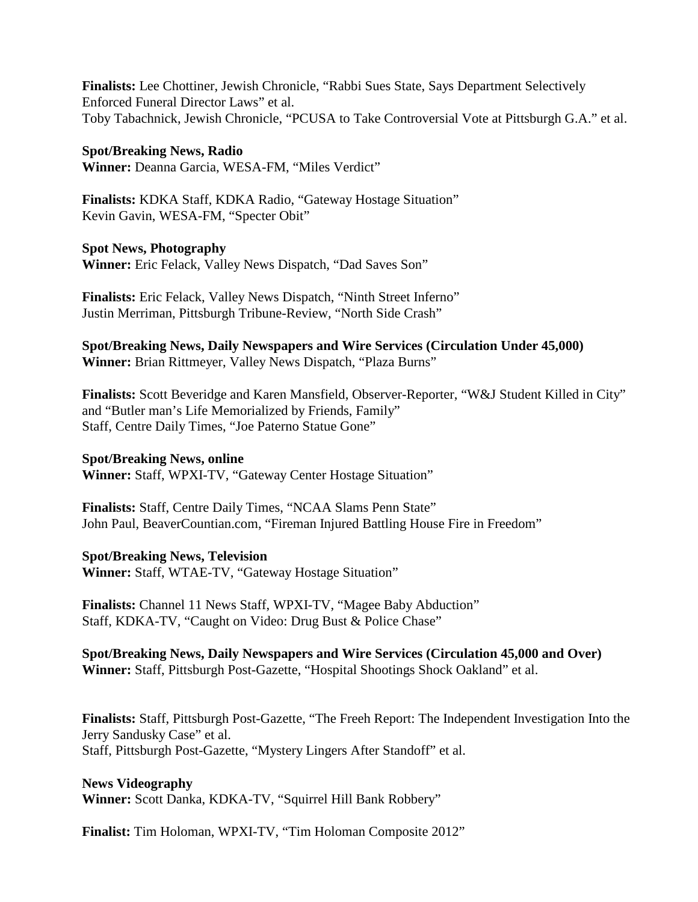**Finalists:** Lee Chottiner, Jewish Chronicle, “Rabbi Sues State, Says Department Selectively Enforced Funeral Director Laws” et al.
Toby Tabachnick, Jewish Chronicle, “PCUSA to Take Controversial Vote at Pittsburgh G.A.” et al.

**Spot/Breaking News, Radio**
**Winner:** Deanna Garcia, WESA-FM, “Miles Verdict”

**Finalists:** KDKA Staff, KDKA Radio, “Gateway Hostage Situation”
Kevin Gavin, WESA-FM, “Specter Obit”

**Spot News, Photography**
**Winner:** Eric Felack, Valley News Dispatch, “Dad Saves Son”

**Finalists:** Eric Felack, Valley News Dispatch, “Ninth Street Inferno”
Justin Merriman, Pittsburgh Tribune-Review, “North Side Crash”

**Spot/Breaking News, Daily Newspapers and Wire Services (Circulation Under 45,000)**
**Winner:** Brian Rittmeyer, Valley News Dispatch, “Plaza Burns”

**Finalists:** Scott Beveridge and Karen Mansfield, Observer-Reporter, “W&J Student Killed in City” and “Butler man’s Life Memorialized by Friends, Family”
Staff, Centre Daily Times, “Joe Paterno Statue Gone”

**Spot/Breaking News, online**
**Winner:** Staff, WPXI-TV, “Gateway Center Hostage Situation”

**Finalists:** Staff, Centre Daily Times, “NCAA Slams Penn State”
John Paul, BeaverCountian.com, “Fireman Injured Battling House Fire in Freedom”

**Spot/Breaking News, Television**
**Winner:** Staff, WTAE-TV, “Gateway Hostage Situation”

**Finalists:** Channel 11 News Staff, WPXI-TV, “Magee Baby Abduction”
Staff, KDKA-TV, “Caught on Video: Drug Bust & Police Chase”

**Spot/Breaking News, Daily Newspapers and Wire Services (Circulation 45,000 and Over)**
**Winner:** Staff, Pittsburgh Post-Gazette, “Hospital Shootings Shock Oakland” et al.

**Finalists:** Staff, Pittsburgh Post-Gazette, “The Freeh Report: The Independent Investigation Into the Jerry Sandusky Case” et al.
Staff, Pittsburgh Post-Gazette, “Mystery Lingers After Standoff” et al.

**News Videography**
**Winner:** Scott Danka, KDKA-TV, “Squirrel Hill Bank Robbery”

**Finalist:** Tim Holoman, WPXI-TV, “Tim Holoman Composite 2012”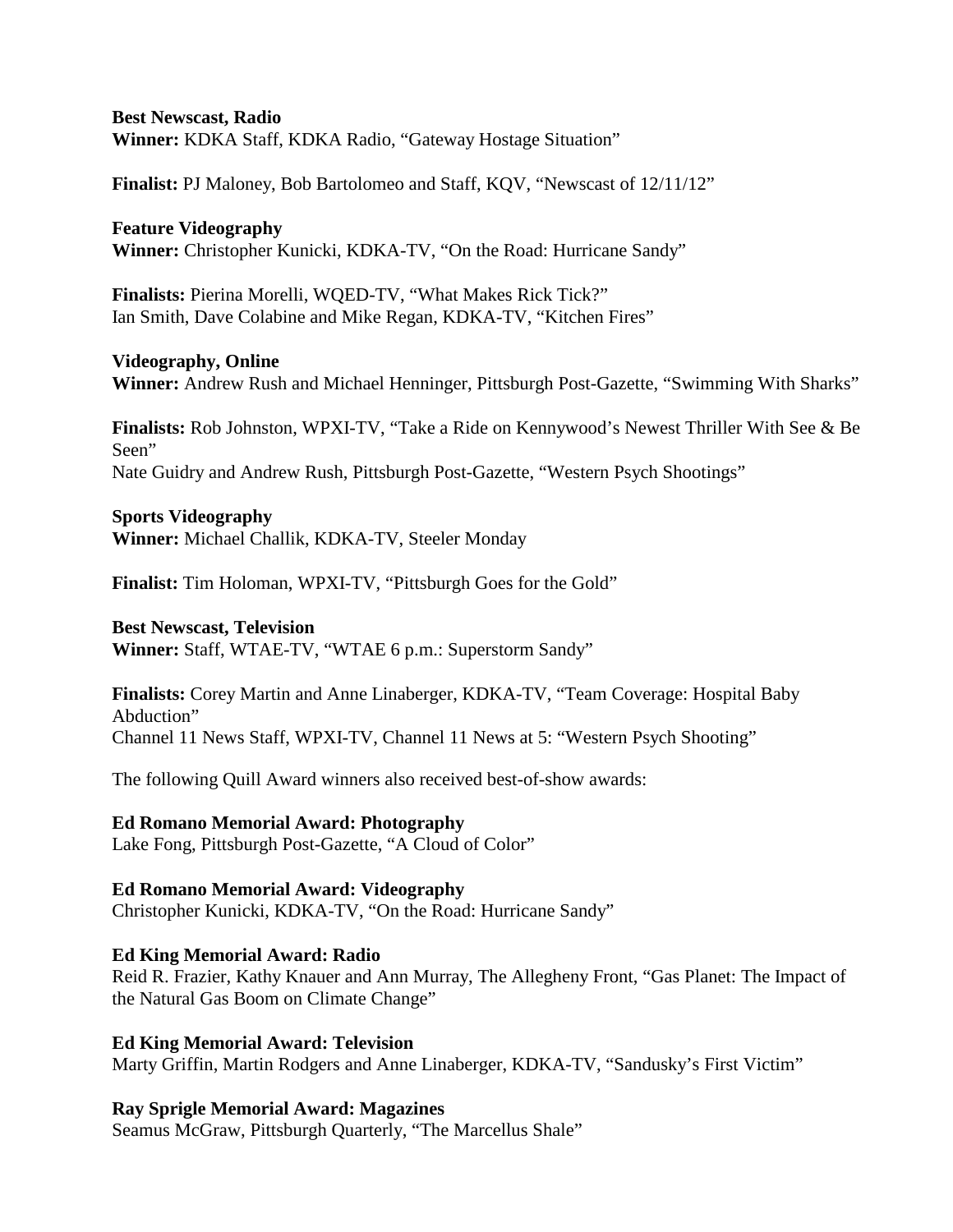**Best Newscast, Radio**
**Winner:** KDKA Staff, KDKA Radio, “Gateway Hostage Situation”

**Finalist:** PJ Maloney, Bob Bartolomeo and Staff, KQV, “Newscast of 12/11/12”

**Feature Videography**
**Winner:** Christopher Kunicki, KDKA-TV, “On the Road: Hurricane Sandy”

**Finalists:** Pierina Morelli, WQED-TV, “What Makes Rick Tick?”
Ian Smith, Dave Colabine and Mike Regan, KDKA-TV, “Kitchen Fires”

**Videography, Online**
**Winner:** Andrew Rush and Michael Henninger, Pittsburgh Post-Gazette, “Swimming With Sharks”

**Finalists:** Rob Johnston, WPXI-TV, “Take a Ride on Kennywood’s Newest Thriller With See & Be Seen”
Nate Guidry and Andrew Rush, Pittsburgh Post-Gazette, “Western Psych Shootings”

**Sports Videography**
**Winner:** Michael Challik, KDKA-TV, Steeler Monday

**Finalist:** Tim Holoman, WPXI-TV, “Pittsburgh Goes for the Gold”

**Best Newscast, Television**
**Winner:** Staff, WTAE-TV, “WTAE 6 p.m.: Superstorm Sandy”

**Finalists:** Corey Martin and Anne Linaberger, KDKA-TV, “Team Coverage: Hospital Baby Abduction”
Channel 11 News Staff, WPXI-TV, Channel 11 News at 5: “Western Psych Shooting”

The following Quill Award winners also received best-of-show awards:

**Ed Romano Memorial Award: Photography**
Lake Fong, Pittsburgh Post-Gazette, “A Cloud of Color”

**Ed Romano Memorial Award: Videography**
Christopher Kunicki, KDKA-TV, “On the Road: Hurricane Sandy”

**Ed King Memorial Award: Radio**
Reid R. Frazier, Kathy Knauer and Ann Murray, The Allegheny Front, “Gas Planet: The Impact of the Natural Gas Boom on Climate Change”

**Ed King Memorial Award: Television**
Marty Griffin, Martin Rodgers and Anne Linaberger, KDKA-TV, “Sandusky’s First Victim”

**Ray Sprigle Memorial Award: Magazines**
Seamus McGraw, Pittsburgh Quarterly, “The Marcellus Shale”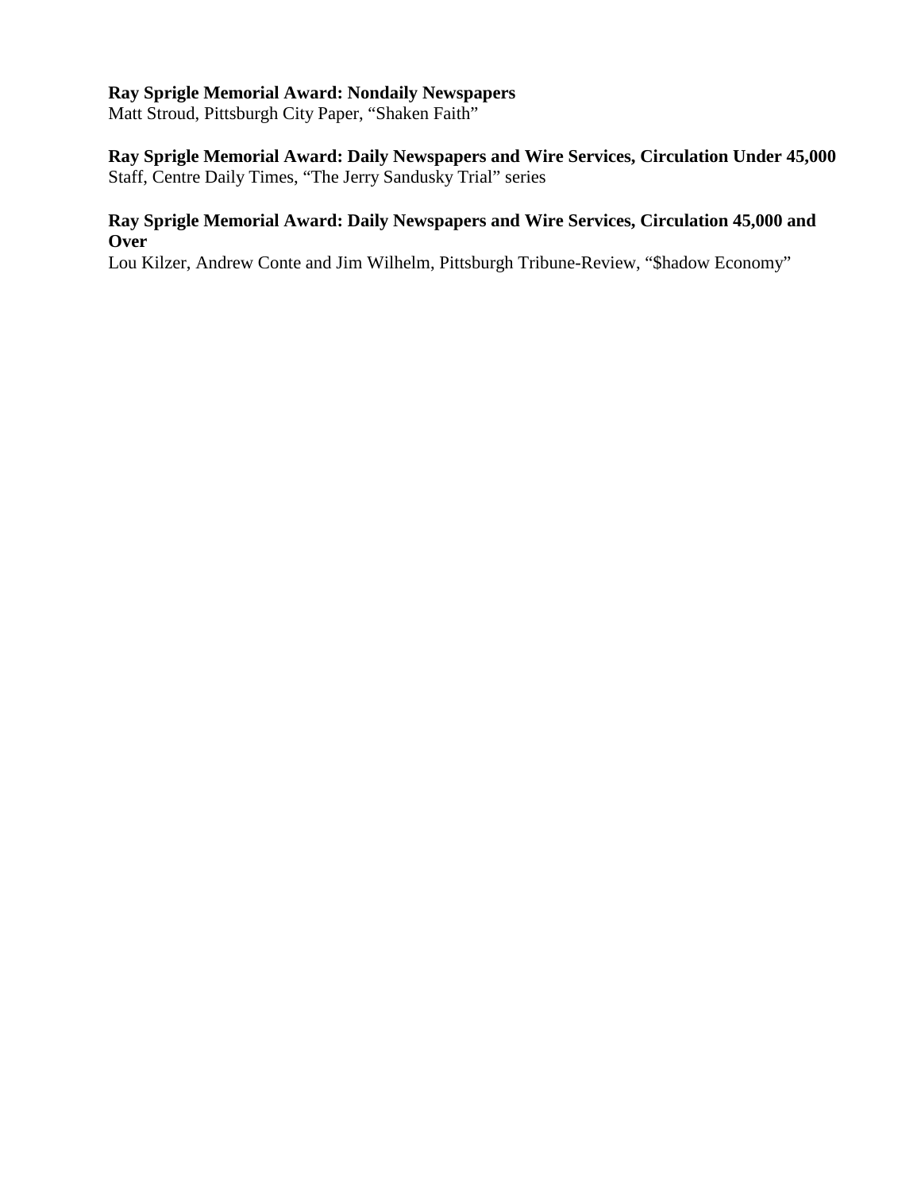**Ray Sprigle Memorial Award: Nondaily Newspapers**
Matt Stroud, Pittsburgh City Paper, "Shaken Faith"

**Ray Sprigle Memorial Award: Daily Newspapers and Wire Services, Circulation Under 45,000**
Staff, Centre Daily Times, "The Jerry Sandusky Trial" series

**Ray Sprigle Memorial Award: Daily Newspapers and Wire Services, Circulation 45,000 and Over**
Lou Kilzer, Andrew Conte and Jim Wilhelm, Pittsburgh Tribune-Review, "$hadow Economy"